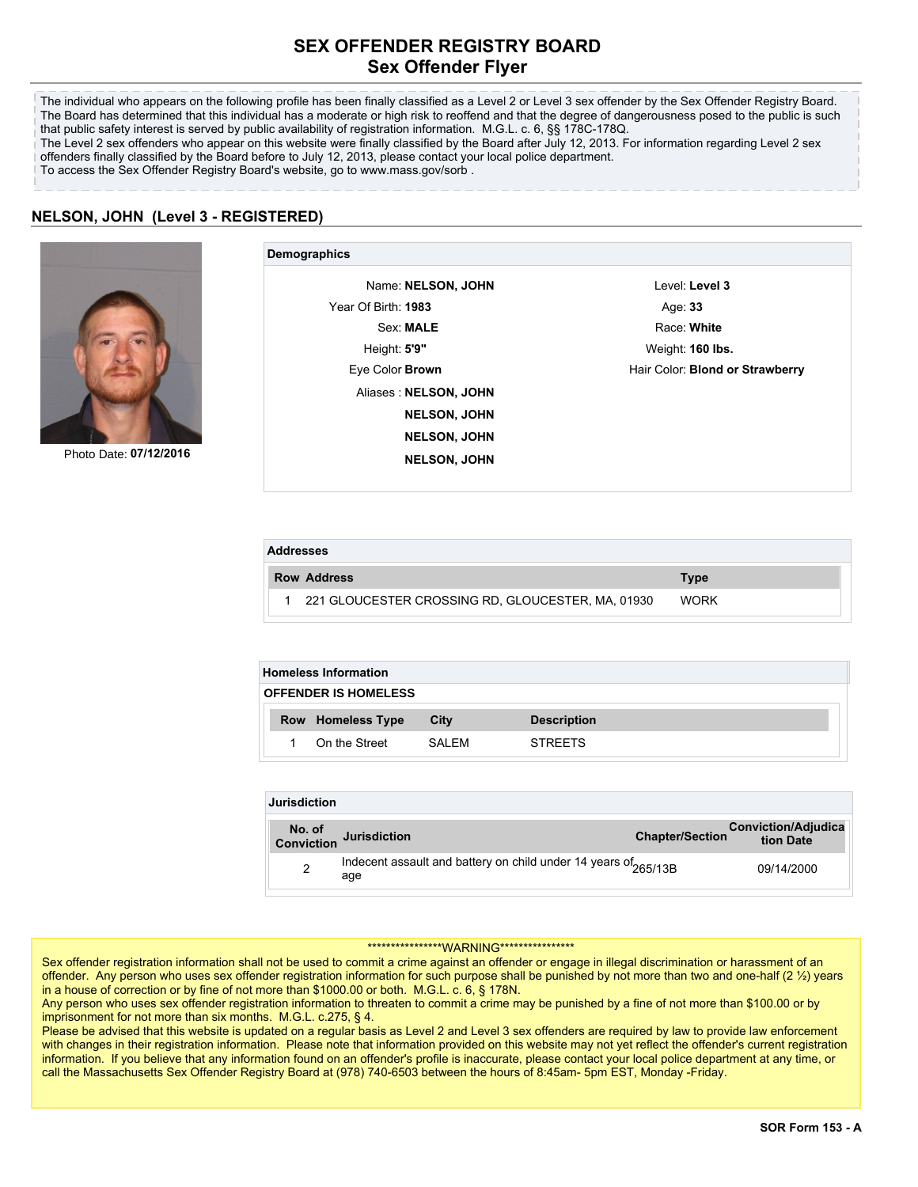# SEX OFFENDER REGISTRY BOARD
## Sex Offender Flyer

The individual who appears on the following profile has been finally classified as a Level 2 or Level 3 sex offender by the Sex Offender Registry Board. The Board has determined that this individual has a moderate or high risk to reoffend and that the degree of dangerousness posed to the public is such that public safety interest is served by public availability of registration information. M.G.L. c. 6, §§ 178C-178Q.
The Level 2 sex offenders who appear on this website were finally classified by the Board after July 12, 2013. For information regarding Level 2 sex offenders finally classified by the Board before July 12, 2013, please contact your local police department.
To access the Sex Offender Registry Board's website, go to www.mass.gov/sorb .

## NELSON, JOHN (Level 3 - REGISTERED)

Photo Date: **07/12/2016**

### Demographics

Name: **NELSON, JOHN**
Level: **Level 3**
Year Of Birth: **1983**
Age: **33**
Sex: **MALE**
Race: **White**
Height: **5'9"**
Weight: **160 lbs.**
Eye Color **Brown**
Hair Color: **Blond or Strawberry**
Aliases : **NELSON, JOHN**
**NELSON, JOHN**
**NELSON, JOHN**
**NELSON, JOHN**

### Addresses

| Row | Address | Type |
|---|---|---|
| 1 | 221 GLOUCESTER CROSSING RD, GLOUCESTER, MA, 01930 | WORK |

### Homeless Information

**OFFENDER IS HOMELESS**

| Row | Homeless Type | City | Description |
|---|---|---|---|
| 1 | On the Street | SALEM | STREETS |

### Jurisdiction

| No. of Conviction | Jurisdiction | Chapter/Section | Conviction/Adjudication Date |
|---|---|---|---|
| 2 | Indecent assault and battery on child under 14 years of age | 265/13B | 09/14/2000 |

****************WARNING****************
Sex offender registration information shall not be used to commit a crime against an offender or engage in illegal discrimination or harassment of an offender. Any person who uses sex offender registration information for such purpose shall be punished by not more than two and one-half (2 ½) years in a house of correction or by fine of not more than $1000.00 or both. M.G.L. c. 6, § 178N.
Any person who uses sex offender registration information to threaten to commit a crime may be punished by a fine of not more than $100.00 or by imprisonment for not more than six months. M.G.L. c.275, § 4.
Please be advised that this website is updated on a regular basis as Level 2 and Level 3 sex offenders are required by law to provide law enforcement with changes in their registration information. Please note that information provided on this website may not yet reflect the offender's current registration information. If you believe that any information found on an offender's profile is inaccurate, please contact your local police department at any time, or call the Massachusetts Sex Offender Registry Board at (978) 740-6503 between the hours of 8:45am- 5pm EST, Monday -Friday.

SOR Form 153 - A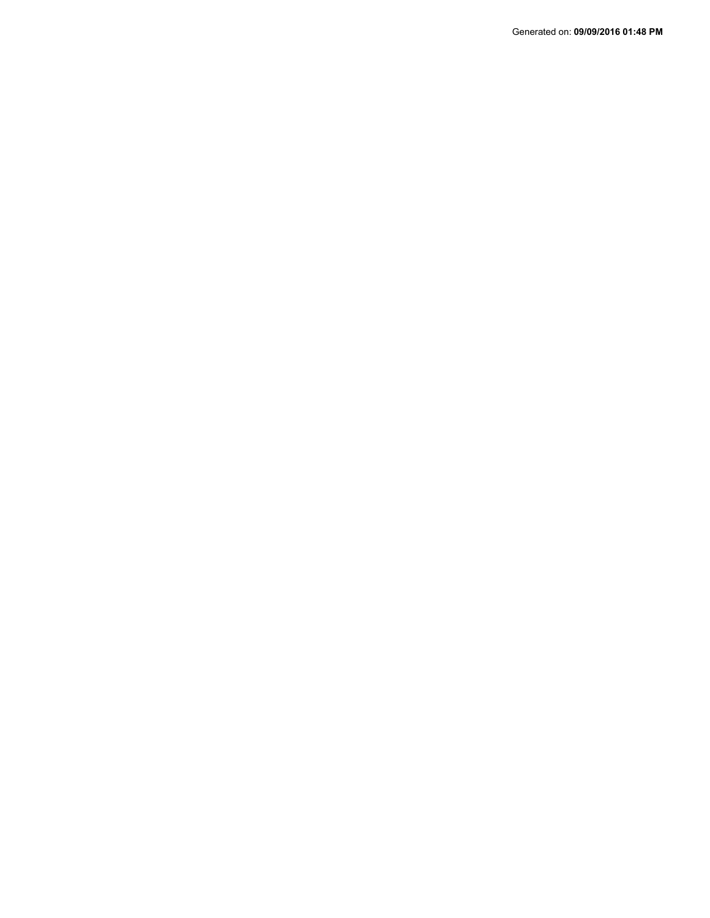Generated on: **09/09/2016 01:48 PM**